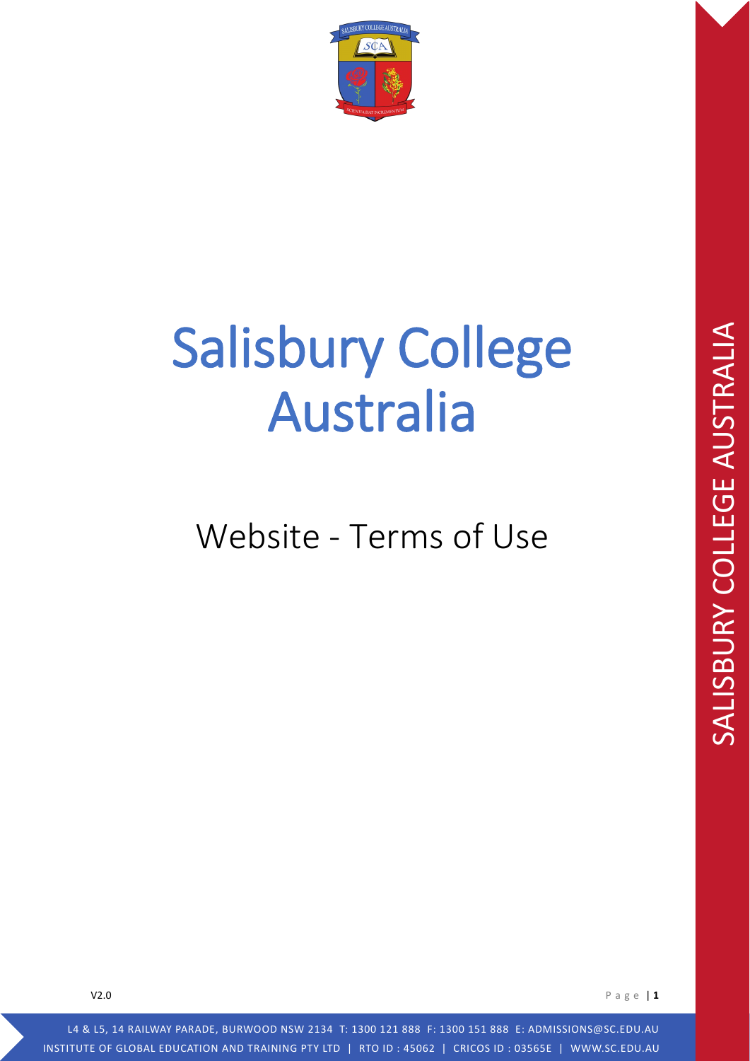# Salisbury College Australia

## Website - Terms of Use

V2.0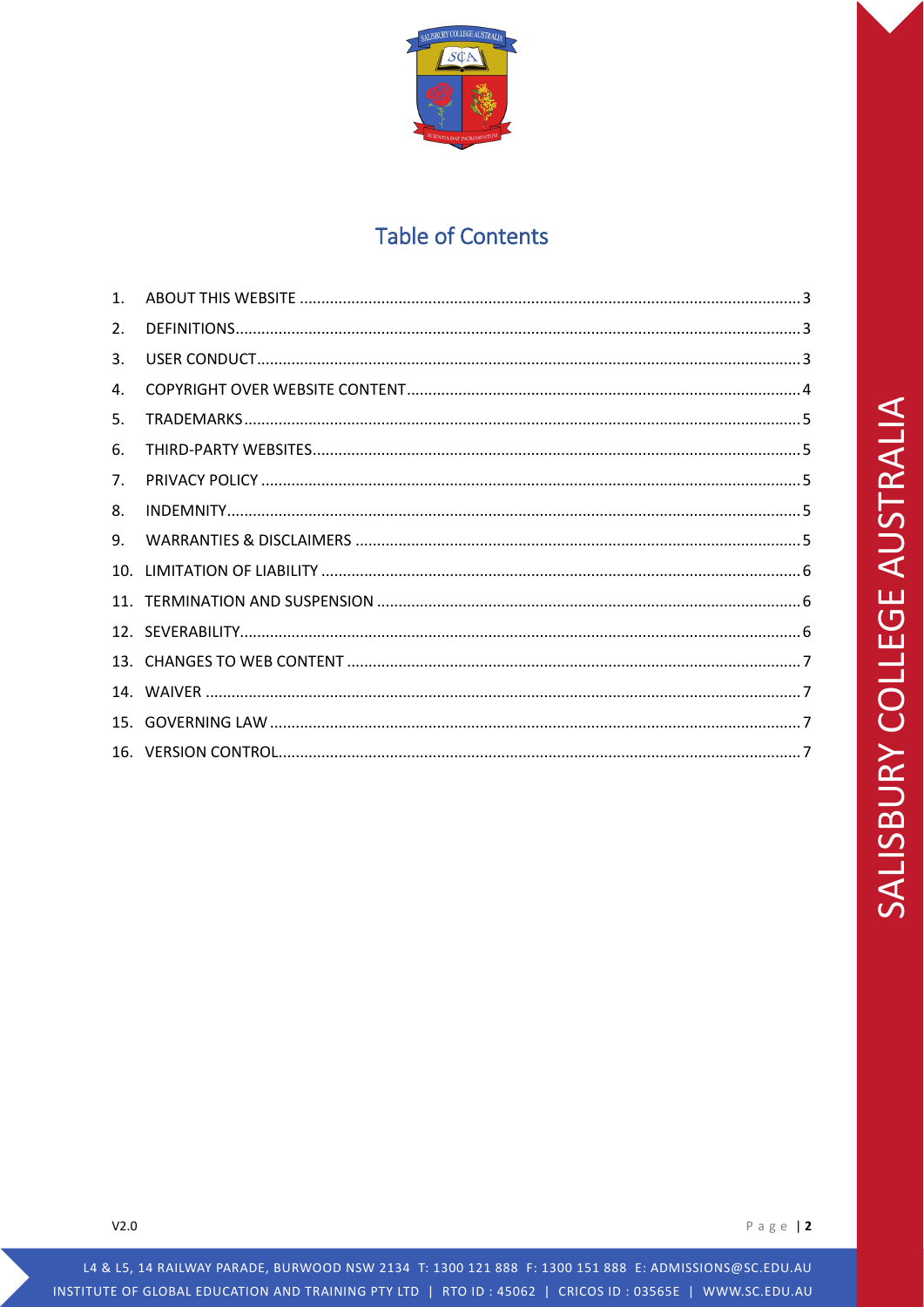## Table of Contents

1. ABOUT THIS WEBSITE ........................................ 3
2. DEFINITIONS ........................................ 3
3. USER CONDUCT ........................................ 3
4. COPYRIGHT OVER WEBSITE CONTENT ........................................ 4
5. TRADEMARKS ........................................ 5
6. THIRD-PARTY WEBSITES ........................................ 5
7. PRIVACY POLICY ........................................ 5
8. INDEMNITY ........................................ 5
9. WARRANTIES & DISCLAIMERS ........................................ 5
10. LIMITATION OF LIABILITY ........................................ 6
11. TERMINATION AND SUSPENSION ........................................ 6
12. SEVERABILITY ........................................ 6
13. CHANGES TO WEB CONTENT ........................................ 7
14. WAIVER ........................................ 7
15. GOVERNING LAW ........................................ 7
16. VERSION CONTROL ........................................ 7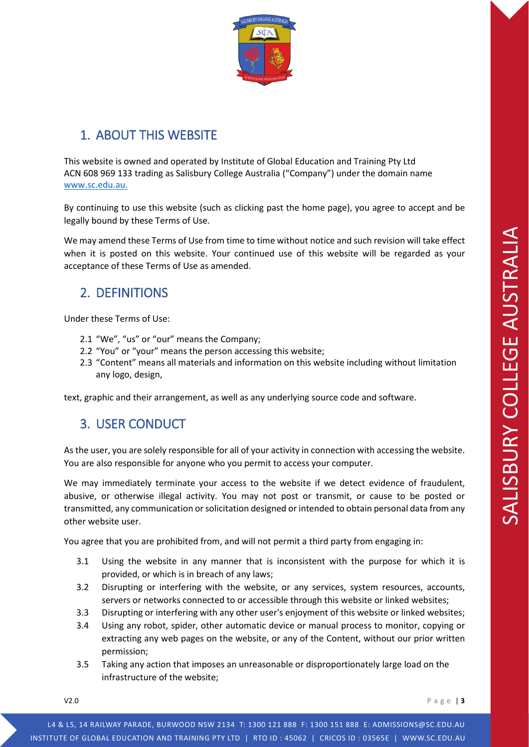## 1. ABOUT THIS WEBSITE

This website is owned and operated by Institute of Global Education and Training Pty Ltd ACN 608 969 133 trading as Salisbury College Australia ("Company") under the domain name www.sc.edu.au.

By continuing to use this website (such as clicking past the home page), you agree to accept and be legally bound by these Terms of Use.

We may amend these Terms of Use from time to time without notice and such revision will take effect when it is posted on this website. Your continued use of this website will be regarded as your acceptance of these Terms of Use as amended.

## 2. DEFINITIONS

Under these Terms of Use:

2.1 "We", "us" or "our" means the Company;
2.2 "You" or "your" means the person accessing this website;
2.3 "Content" means all materials and information on this website including without limitation any logo, design,

text, graphic and their arrangement, as well as any underlying source code and software.

## 3. USER CONDUCT

As the user, you are solely responsible for all of your activity in connection with accessing the website. You are also responsible for anyone who you permit to access your computer.

We may immediately terminate your access to the website if we detect evidence of fraudulent, abusive, or otherwise illegal activity. You may not post or transmit, or cause to be posted or transmitted, any communication or solicitation designed or intended to obtain personal data from any other website user.

You agree that you are prohibited from, and will not permit a third party from engaging in:

3.1 Using the website in any manner that is inconsistent with the purpose for which it is provided, or which is in breach of any laws;
3.2 Disrupting or interfering with the website, or any services, system resources, accounts, servers or networks connected to or accessible through this website or linked websites;
3.3 Disrupting or interfering with any other user's enjoyment of this website or linked websites;
3.4 Using any robot, spider, other automatic device or manual process to monitor, copying or extracting any web pages on the website, or any of the Content, without our prior written permission;
3.5 Taking any action that imposes an unreasonable or disproportionately large load on the infrastructure of the website;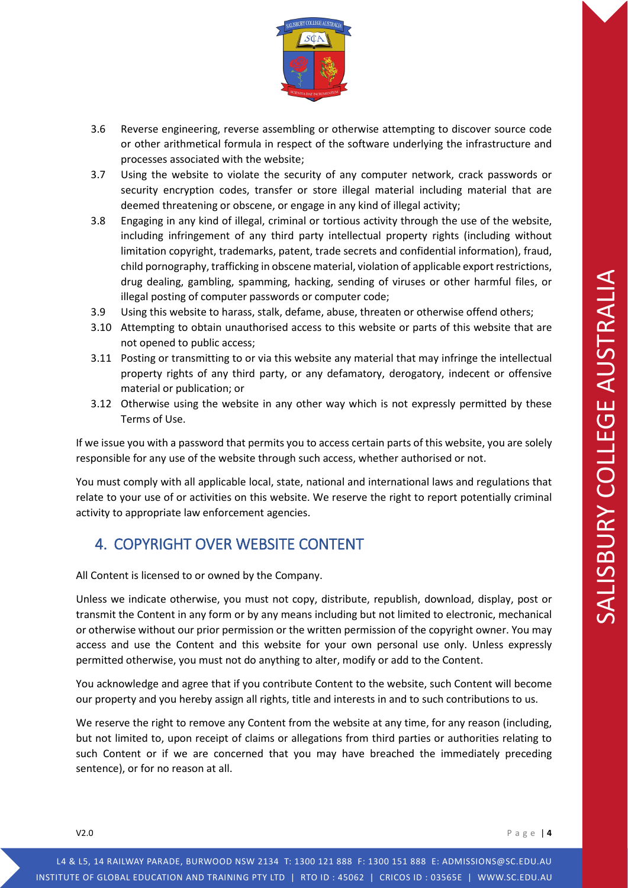3.6 Reverse engineering, reverse assembling or otherwise attempting to discover source code or other arithmetical formula in respect of the software underlying the infrastructure and processes associated with the website;

3.7 Using the website to violate the security of any computer network, crack passwords or security encryption codes, transfer or store illegal material including material that are deemed threatening or obscene, or engage in any kind of illegal activity;

3.8 Engaging in any kind of illegal, criminal or tortious activity through the use of the website, including infringement of any third party intellectual property rights (including without limitation copyright, trademarks, patent, trade secrets and confidential information), fraud, child pornography, trafficking in obscene material, violation of applicable export restrictions, drug dealing, gambling, spamming, hacking, sending of viruses or other harmful files, or illegal posting of computer passwords or computer code;

3.9 Using this website to harass, stalk, defame, abuse, threaten or otherwise offend others;

3.10 Attempting to obtain unauthorised access to this website or parts of this website that are not opened to public access;

3.11 Posting or transmitting to or via this website any material that may infringe the intellectual property rights of any third party, or any defamatory, derogatory, indecent or offensive material or publication; or

3.12 Otherwise using the website in any other way which is not expressly permitted by these Terms of Use.

If we issue you with a password that permits you to access certain parts of this website, you are solely responsible for any use of the website through such access, whether authorised or not.

You must comply with all applicable local, state, national and international laws and regulations that relate to your use of or activities on this website. We reserve the right to report potentially criminal activity to appropriate law enforcement agencies.

## 4. COPYRIGHT OVER WEBSITE CONTENT

All Content is licensed to or owned by the Company.

Unless we indicate otherwise, you must not copy, distribute, republish, download, display, post or transmit the Content in any form or by any means including but not limited to electronic, mechanical or otherwise without our prior permission or the written permission of the copyright owner. You may access and use the Content and this website for your own personal use only. Unless expressly permitted otherwise, you must not do anything to alter, modify or add to the Content.

You acknowledge and agree that if you contribute Content to the website, such Content will become our property and you hereby assign all rights, title and interests in and to such contributions to us.

We reserve the right to remove any Content from the website at any time, for any reason (including, but not limited to, upon receipt of claims or allegations from third parties or authorities relating to such Content or if we are concerned that you may have breached the immediately preceding sentence), or for no reason at all.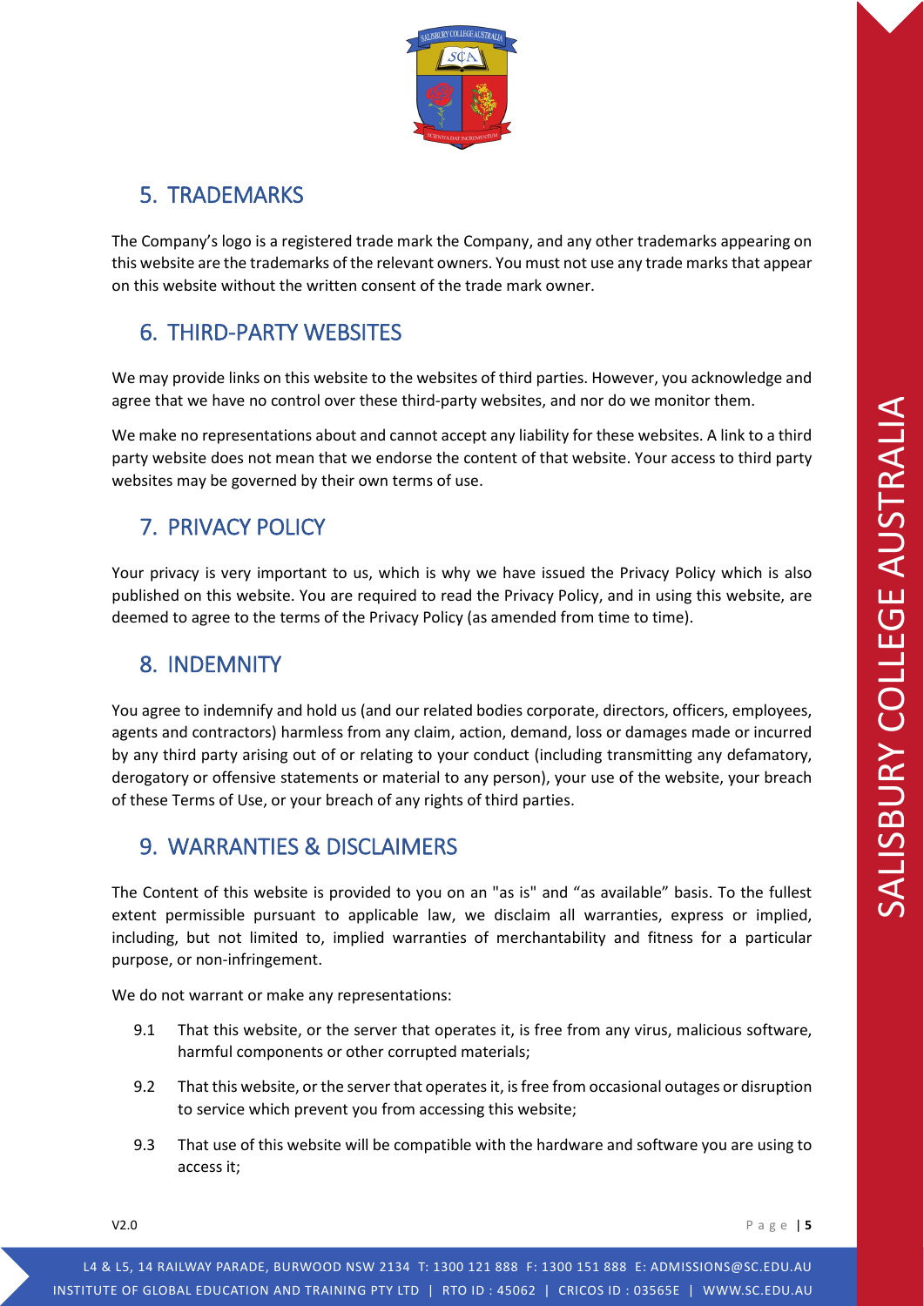## 5. TRADEMARKS

The Company's logo is a registered trade mark the Company, and any other trademarks appearing on this website are the trademarks of the relevant owners. You must not use any trade marks that appear on this website without the written consent of the trade mark owner.

## 6. THIRD-PARTY WEBSITES

We may provide links on this website to the websites of third parties. However, you acknowledge and agree that we have no control over these third-party websites, and nor do we monitor them.

We make no representations about and cannot accept any liability for these websites. A link to a third party website does not mean that we endorse the content of that website. Your access to third party websites may be governed by their own terms of use.

## 7. PRIVACY POLICY

Your privacy is very important to us, which is why we have issued the Privacy Policy which is also published on this website. You are required to read the Privacy Policy, and in using this website, are deemed to agree to the terms of the Privacy Policy (as amended from time to time).

## 8. INDEMNITY

You agree to indemnify and hold us (and our related bodies corporate, directors, officers, employees, agents and contractors) harmless from any claim, action, demand, loss or damages made or incurred by any third party arising out of or relating to your conduct (including transmitting any defamatory, derogatory or offensive statements or material to any person), your use of the website, your breach of these Terms of Use, or your breach of any rights of third parties.

## 9. WARRANTIES & DISCLAIMERS

The Content of this website is provided to you on an "as is" and "as available" basis. To the fullest extent permissible pursuant to applicable law, we disclaim all warranties, express or implied, including, but not limited to, implied warranties of merchantability and fitness for a particular purpose, or non-infringement.

We do not warrant or make any representations:

9.1 That this website, or the server that operates it, is free from any virus, malicious software, harmful components or other corrupted materials;

9.2 That this website, or the server that operates it, is free from occasional outages or disruption to service which prevent you from accessing this website;

9.3 That use of this website will be compatible with the hardware and software you are using to access it;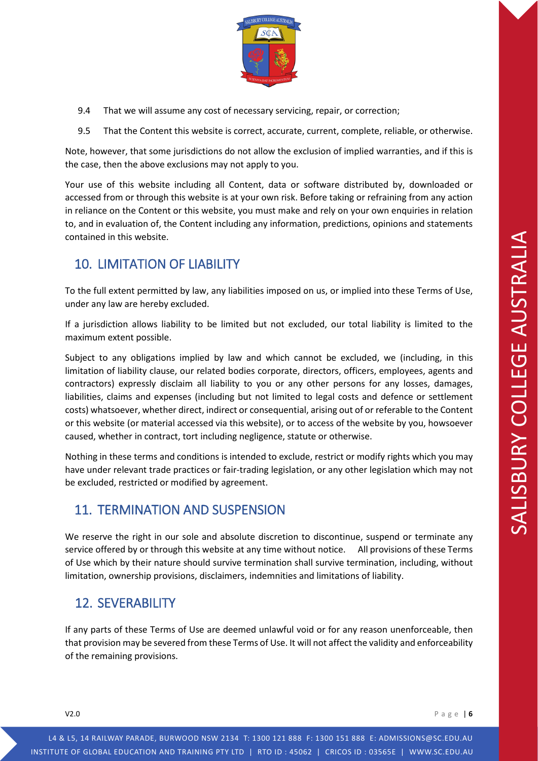9.4 That we will assume any cost of necessary servicing, repair, or correction;

9.5 That the Content this website is correct, accurate, current, complete, reliable, or otherwise.

Note, however, that some jurisdictions do not allow the exclusion of implied warranties, and if this is the case, then the above exclusions may not apply to you.

Your use of this website including all Content, data or software distributed by, downloaded or accessed from or through this website is at your own risk. Before taking or refraining from any action in reliance on the Content or this website, you must make and rely on your own enquiries in relation to, and in evaluation of, the Content including any information, predictions, opinions and statements contained in this website.

## 10. LIMITATION OF LIABILITY

To the full extent permitted by law, any liabilities imposed on us, or implied into these Terms of Use, under any law are hereby excluded.

If a jurisdiction allows liability to be limited but not excluded, our total liability is limited to the maximum extent possible.

Subject to any obligations implied by law and which cannot be excluded, we (including, in this limitation of liability clause, our related bodies corporate, directors, officers, employees, agents and contractors) expressly disclaim all liability to you or any other persons for any losses, damages, liabilities, claims and expenses (including but not limited to legal costs and defence or settlement costs) whatsoever, whether direct, indirect or consequential, arising out of or referable to the Content or this website (or material accessed via this website), or to access of the website by you, howsoever caused, whether in contract, tort including negligence, statute or otherwise.

Nothing in these terms and conditions is intended to exclude, restrict or modify rights which you may have under relevant trade practices or fair-trading legislation, or any other legislation which may not be excluded, restricted or modified by agreement.

## 11. TERMINATION AND SUSPENSION

We reserve the right in our sole and absolute discretion to discontinue, suspend or terminate any service offered by or through this website at any time without notice. All provisions of these Terms of Use which by their nature should survive termination shall survive termination, including, without limitation, ownership provisions, disclaimers, indemnities and limitations of liability.

## 12. SEVERABILITY

If any parts of these Terms of Use are deemed unlawful void or for any reason unenforceable, then that provision may be severed from these Terms of Use. It will not affect the validity and enforceability of the remaining provisions.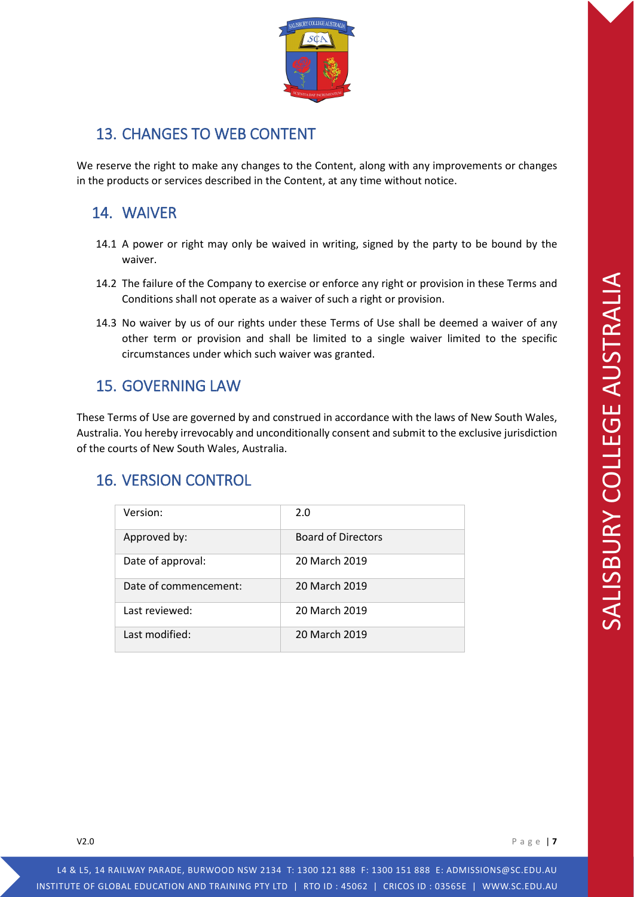## 13. CHANGES TO WEB CONTENT

We reserve the right to make any changes to the Content, along with any improvements or changes in the products or services described in the Content, at any time without notice.

## 14. WAIVER

14.1 A power or right may only be waived in writing, signed by the party to be bound by the waiver.

14.2 The failure of the Company to exercise or enforce any right or provision in these Terms and Conditions shall not operate as a waiver of such a right or provision.

14.3 No waiver by us of our rights under these Terms of Use shall be deemed a waiver of any other term or provision and shall be limited to a single waiver limited to the specific circumstances under which such waiver was granted.

## 15. GOVERNING LAW

These Terms of Use are governed by and construed in accordance with the laws of New South Wales, Australia. You hereby irrevocably and unconditionally consent and submit to the exclusive jurisdiction of the courts of New South Wales, Australia.

## 16. VERSION CONTROL

| | |
|---|---|
| Version: | 2.0 |
| Approved by: | Board of Directors |
| Date of approval: | 20 March 2019 |
| Date of commencement: | 20 March 2019 |
| Last reviewed: | 20 March 2019 |
| Last modified: | 20 March 2019 |